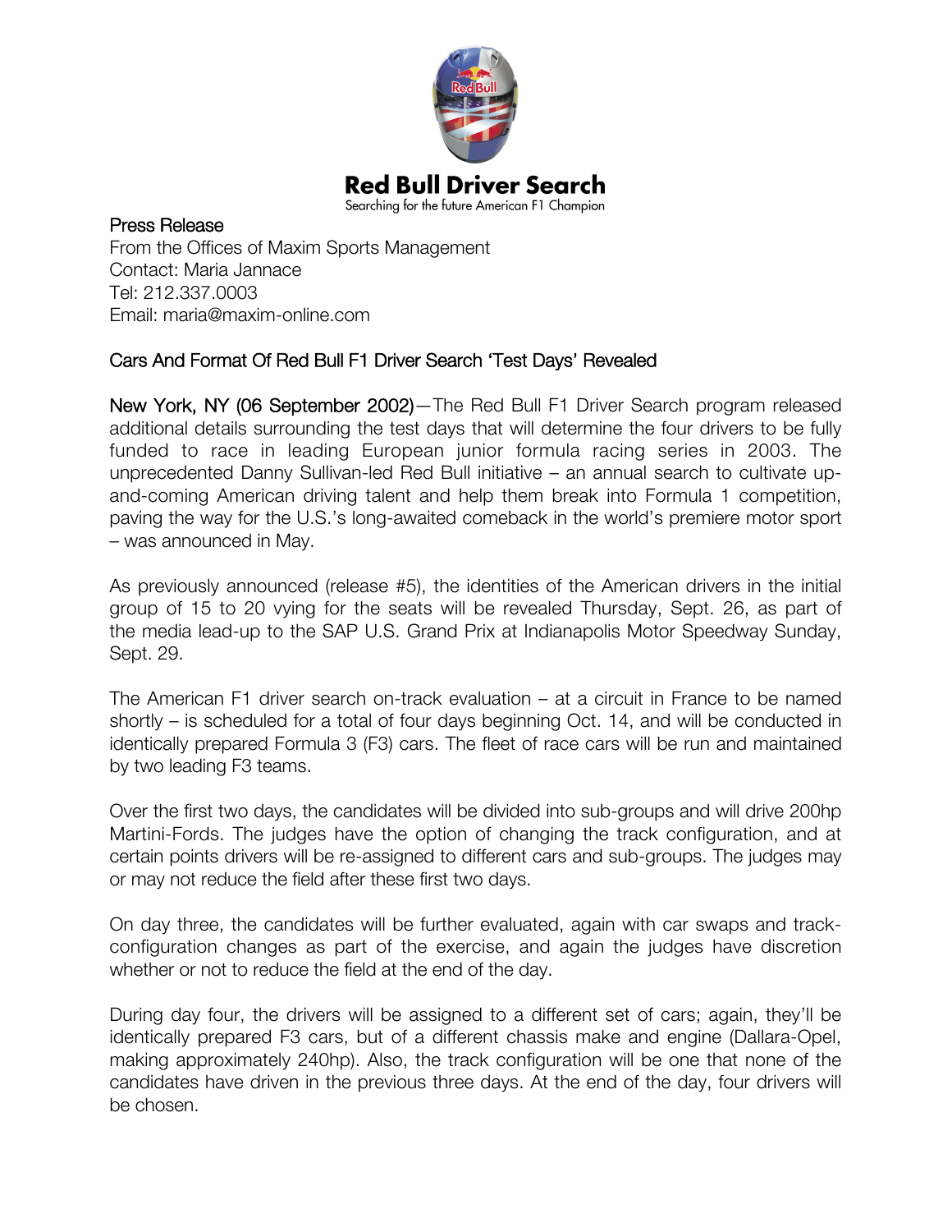# Red Bull Driver Search

Searching for the future American F1 Champion

**Press Release**
From the Offices of Maxim Sports Management
Contact: Maria Jannace
Tel: 212.337.0003
Email: maria@maxim-online.com

## Cars And Format Of Red Bull F1 Driver Search 'Test Days' Revealed

**New York, NY (06 September 2002)**—The Red Bull F1 Driver Search program released additional details surrounding the test days that will determine the four drivers to be fully funded to race in leading European junior formula racing series in 2003. The unprecedented Danny Sullivan-led Red Bull initiative – an annual search to cultivate up-and-coming American driving talent and help them break into Formula 1 competition, paving the way for the U.S.'s long-awaited comeback in the world's premiere motor sport – was announced in May.

As previously announced (release #5), the identities of the American drivers in the initial group of 15 to 20 vying for the seats will be revealed Thursday, Sept. 26, as part of the media lead-up to the SAP U.S. Grand Prix at Indianapolis Motor Speedway Sunday, Sept. 29.

The American F1 driver search on-track evaluation – at a circuit in France to be named shortly – is scheduled for a total of four days beginning Oct. 14, and will be conducted in identically prepared Formula 3 (F3) cars. The fleet of race cars will be run and maintained by two leading F3 teams.

Over the first two days, the candidates will be divided into sub-groups and will drive 200hp Martini-Fords. The judges have the option of changing the track configuration, and at certain points drivers will be re-assigned to different cars and sub-groups. The judges may or may not reduce the field after these first two days.

On day three, the candidates will be further evaluated, again with car swaps and track-configuration changes as part of the exercise, and again the judges have discretion whether or not to reduce the field at the end of the day.

During day four, the drivers will be assigned to a different set of cars; again, they'll be identically prepared F3 cars, but of a different chassis make and engine (Dallara-Opel, making approximately 240hp). Also, the track configuration will be one that none of the candidates have driven in the previous three days. At the end of the day, four drivers will be chosen.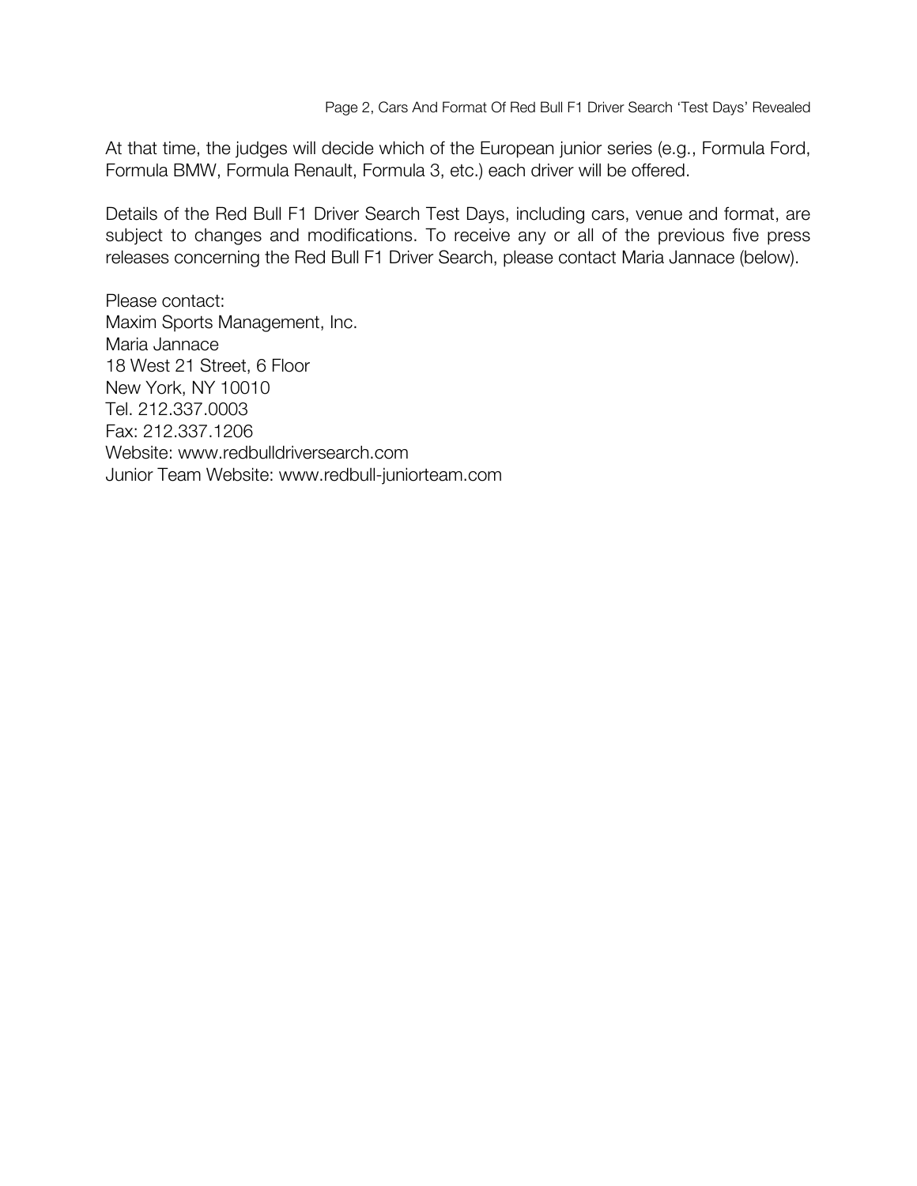At that time, the judges will decide which of the European junior series (e.g., Formula Ford, Formula BMW, Formula Renault, Formula 3, etc.) each driver will be offered.

Details of the Red Bull F1 Driver Search Test Days, including cars, venue and format, are subject to changes and modifications. To receive any or all of the previous five press releases concerning the Red Bull F1 Driver Search, please contact Maria Jannace (below).

Please contact:
Maxim Sports Management, Inc.
Maria Jannace
18 West 21 Street, 6 Floor
New York, NY 10010
Tel. 212.337.0003
Fax: 212.337.1206
Website: www.redbulldriversearch.com
Junior Team Website: www.redbull-juniorteam.com